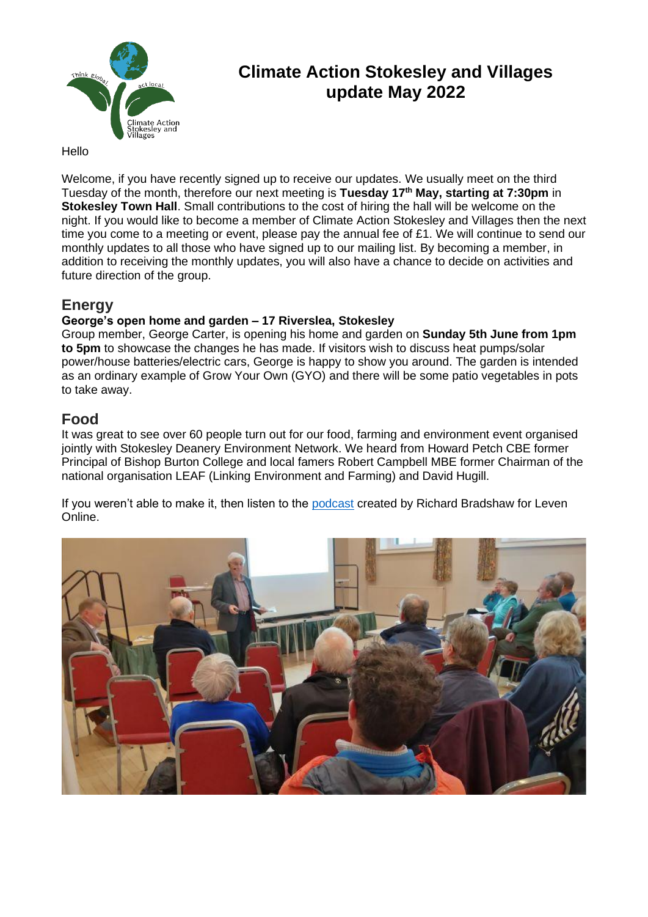# Climate Action Stokesley and Villages update May 2022

Hello

Welcome, if you have recently signed up to receive our updates. We usually meet on the third Tuesday of the month, therefore our next meeting is **Tuesday 17th May, starting at 7:30pm** in **Stokesley Town Hall**. Small contributions to the cost of hiring the hall will be welcome on the night. If you would like to become a member of Climate Action Stokesley and Villages then the next time you come to a meeting or event, please pay the annual fee of £1. We will continue to send our monthly updates to all those who have signed up to our mailing list. By becoming a member, in addition to receiving the monthly updates, you will also have a chance to decide on activities and future direction of the group.

## Energy

**George's open home and garden – 17 Riverslea, Stokesley**

Group member, George Carter, is opening his home and garden on **Sunday 5th June from 1pm to 5pm** to showcase the changes he has made. If visitors wish to discuss heat pumps/solar power/house batteries/electric cars, George is happy to show you around. The garden is intended as an ordinary example of Grow Your Own (GYO) and there will be some patio vegetables in pots to take away.

## Food

It was great to see over 60 people turn out for our food, farming and environment event organised jointly with Stokesley Deanery Environment Network. We heard from Howard Petch CBE former Principal of Bishop Burton College and local famers Robert Campbell MBE former Chairman of the national organisation LEAF (Linking Environment and Farming) and David Hugill.

If you weren't able to make it, then listen to the podcast created by Richard Bradshaw for Leven Online.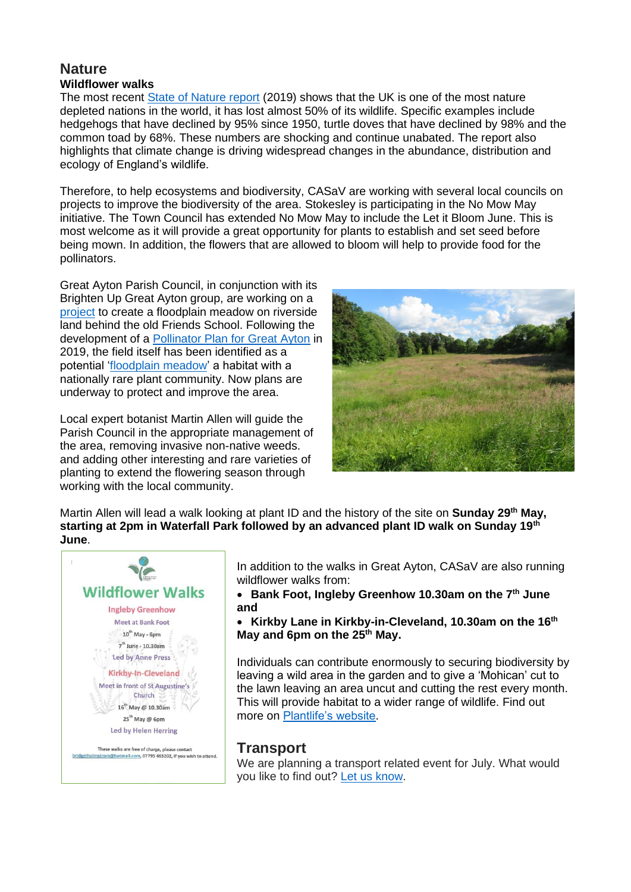## Nature

### Wildflower walks

The most recent State of Nature report (2019) shows that the UK is one of the most nature depleted nations in the world, it has lost almost 50% of its wildlife. Specific examples include hedgehogs that have declined by 95% since 1950, turtle doves that have declined by 98% and the common toad by 68%. These numbers are shocking and continue unabated. The report also highlights that climate change is driving widespread changes in the abundance, distribution and ecology of England's wildlife.

Therefore, to help ecosystems and biodiversity, CASaV are working with several local councils on projects to improve the biodiversity of the area. Stokesley is participating in the No Mow May initiative. The Town Council has extended No Mow May to include the Let it Bloom June. This is most welcome as it will provide a great opportunity for plants to establish and set seed before being mown. In addition, the flowers that are allowed to bloom will help to provide food for the pollinators.

Great Ayton Parish Council, in conjunction with its Brighten Up Great Ayton group, are working on a project to create a floodplain meadow on riverside land behind the old Friends School. Following the development of a Pollinator Plan for Great Ayton in 2019, the field itself has been identified as a potential 'floodplain meadow' a habitat with a nationally rare plant community. Now plans are underway to protect and improve the area.

Local expert botanist Martin Allen will guide the Parish Council in the appropriate management of the area, removing invasive non-native weeds. and adding other interesting and rare varieties of planting to extend the flowering season through working with the local community.

Martin Allen will lead a walk looking at plant ID and the history of the site on **Sunday 29th May, starting at 2pm in Waterfall Park followed by an advanced plant ID walk on Sunday 19th June**.

**Wildflower Walks**

**Ingleby Greenhow**
Meet at Bank Foot
10th May - 6pm
7th June - 10.30am
Led by Anne Press

**Kirkby-In-Cleveland**
Meet in front of St Augustine's Church
16th May @ 10.30am
25th May @ 6pm
Led by Helen Herring

These walks are free of charge, please contact bridgetholmstrom@hotmail.com, 07795 463202, if you wish to attend.

In addition to the walks in Great Ayton, CASaV are also running wildflower walks from:

- **Bank Foot, Ingleby Greenhow 10.30am on the 7th June and**
- **Kirkby Lane in Kirkby-in-Cleveland, 10.30am on the 16th May and 6pm on the 25th May.**

Individuals can contribute enormously to securing biodiversity by leaving a wild area in the garden and to give a 'Mohican' cut to the lawn leaving an area uncut and cutting the rest every month. This will provide habitat to a wider range of wildlife. Find out more on Plantlife's website.

## Transport

We are planning a transport related event for July. What would you like to find out? Let us know.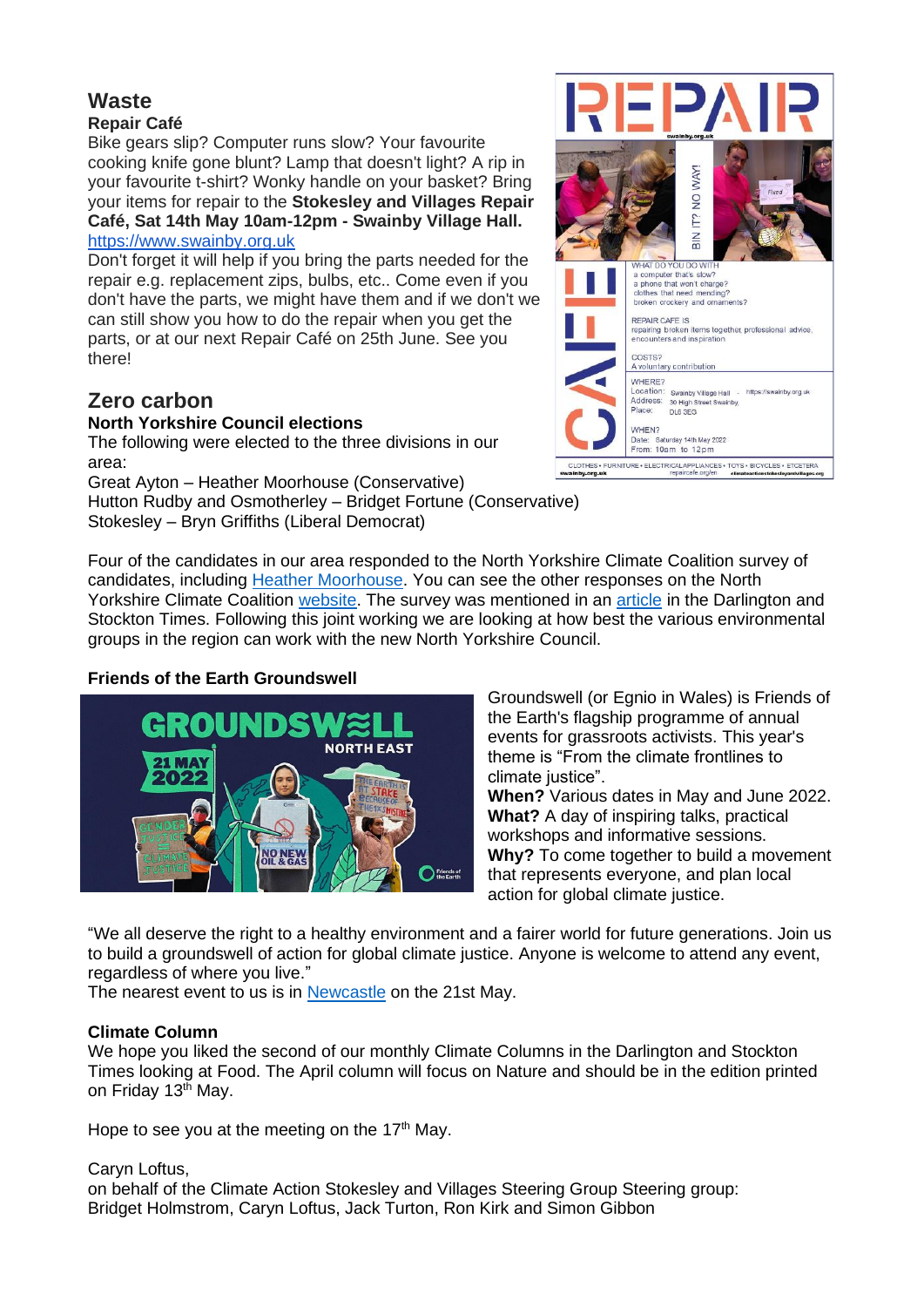## Waste

**Repair Café**

Bike gears slip? Computer runs slow? Your favourite cooking knife gone blunt? Lamp that doesn't light? A rip in your favourite t-shirt? Wonky handle on your basket? Bring your items for repair to the **Stokesley and Villages Repair Café, Sat 14th May 10am-12pm - Swainby Village Hall.** https://www.swainby.org.uk

Don't forget it will help if you bring the parts needed for the repair e.g. replacement zips, bulbs, etc.. Come even if you don't have the parts, we might have them and if we don't we can still show you how to do the repair when you get the parts, or at our next Repair Café on 25th June. See you there!

## Zero carbon

**North Yorkshire Council elections**

The following were elected to the three divisions in our area:

Great Ayton – Heather Moorhouse (Conservative)
Hutton Rudby and Osmotherley – Bridget Fortune (Conservative)
Stokesley – Bryn Griffiths (Liberal Democrat)

Four of the candidates in our area responded to the North Yorkshire Climate Coalition survey of candidates, including Heather Moorhouse. You can see the other responses on the North Yorkshire Climate Coalition website. The survey was mentioned in an article in the Darlington and Stockton Times. Following this joint working we are looking at how best the various environmental groups in the region can work with the new North Yorkshire Council.

**Friends of the Earth Groundswell**

Groundswell (or Egnio in Wales) is Friends of the Earth's flagship programme of annual events for grassroots activists. This year's theme is "From the climate frontlines to climate justice".

**When?** Various dates in May and June 2022.
**What?** A day of inspiring talks, practical workshops and informative sessions.
**Why?** To come together to build a movement that represents everyone, and plan local action for global climate justice.

"We all deserve the right to a healthy environment and a fairer world for future generations. Join us to build a groundswell of action for global climate justice. Anyone is welcome to attend any event, regardless of where you live."

The nearest event to us is in Newcastle on the 21st May.

**Climate Column**

We hope you liked the second of our monthly Climate Columns in the Darlington and Stockton Times looking at Food. The April column will focus on Nature and should be in the edition printed on Friday 13th May.

Hope to see you at the meeting on the 17th May.

Caryn Loftus,
on behalf of the Climate Action Stokesley and Villages Steering Group Steering group:
Bridget Holmstrom, Caryn Loftus, Jack Turton, Ron Kirk and Simon Gibbon